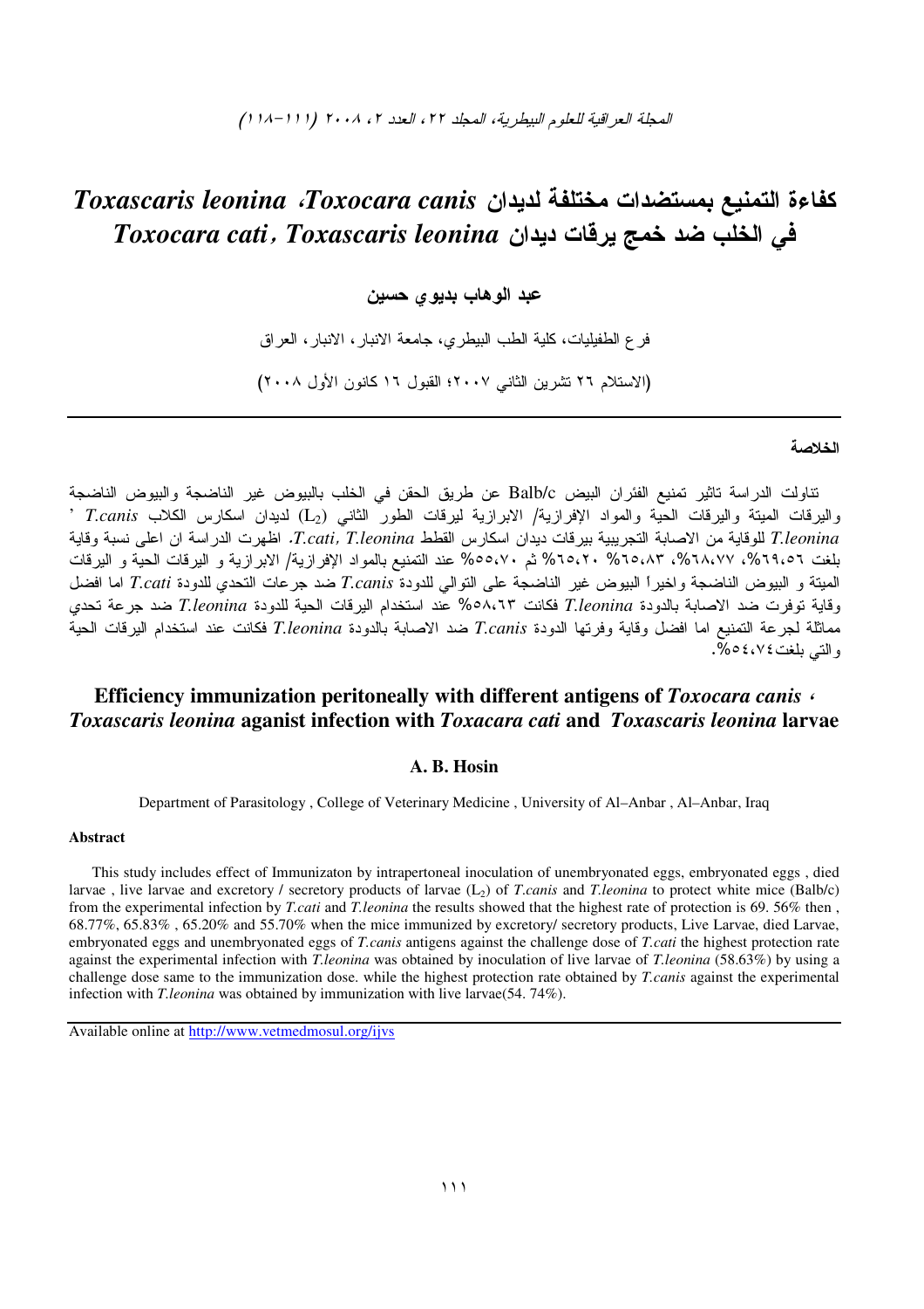# كفاءة التمنيع بمستضدات مختلفة لديدان *Toxocara canis* ،*Toxascaris leonina* في الخلب ضد خمج يرقات ديدان *Toxascaris leonina* ، *Toxocara cati*

**عبد الوهاب بديوي حسين**

فرع الطفيليات، كلية الطب البيطري، جامعة الانبار، الانبار، العراق

(الاستلام ٢٦ تشرين الثاني ٢٠٠٧؛ القبول ١٦ كانون الأول ٢٠٠٨)

### الخلاصة

تناولت الدراسة تاثير تمنيع الفئران البيض Balb/c عن طريق الحقن في الخلب بالبيوض غير الناضجة والبيوض الناضجة واليرقات الميتة واليرقات الحية والمواد الإفرازية/ الابرازية ليرقات الطور الثاني ($L_2$) لديدان اسكارس الكلاب *T.canis* ، *T.leonina* للوقاية من الاصابة التجريبية بيرقات ديدان اسكارس القطط *T.cati, T.leonina*. اظهرت الدراسة ان اعلى نسبة وقاية بلغت ٦٩،٥٦%، ٦٨،٧٧%، ٦٥،٨٣% ٦٥،٢٠% ثم ٥٥،٧٠% عند التمنيع بالمواد الإفرازية/ الابرازية و اليرقات الحية و اليرقات الميتة و البيوض الناضجة واخيراً البيوض غير الناضجة على التوالي للدودة *T.canis* ضد جرعات التحدي للدودة *T.cati* اما افضل وقاية توفرت ضد الاصابة بالدودة *T.leonina* فكانت ٥٨،٦٣% عند استخدام اليرقات الحية للدودة *T.leonina* ضد جرعة تحدي مماثلة لجرعة التمنيع اما افضل وقاية وفرتها الدودة *T.canis* ضد الاصابة بالدودة *T.leonina* فكانت عند استخدام اليرقات الحية والتي بلغت٥٤،٧٤%.

# Efficiency immunization peritoneally with different antigens of *Toxocara canis* ، *Toxascaris leonina* aganist infection with *Toxacara cati* and *Toxascaris leonina* larvae

**A. B. Hosin**

Department of Parasitology , College of Veterinary Medicine , University of Al–Anbar , Al–Anbar, Iraq

### Abstract

This study includes effect of Immunizaton by intrapertoneal inoculation of unembryonated eggs, embryonated eggs , died larvae , live larvae and excretory / secretory products of larvae ($L_2$) of *T.canis* and *T.leonina* to protect white mice (Balb/c) from the experimental infection by *T.cati* and *T.leonina* the results showed that the highest rate of protection is 69. 56% then , 68.77%, 65.83% , 65.20% and 55.70% when the mice immunized by excretory/ secretory products, Live Larvae, died Larvae, embryonated eggs and unembryonated eggs of *T.canis* antigens against the challenge dose of *T.cati* the highest protection rate against the experimental infection with *T.leonina* was obtained by inoculation of live larvae of *T.leonina* (58.63%) by using a challenge dose same to the immunization dose. while the highest protection rate obtained by *T.canis* against the experimental infection with *T.leonina* was obtained by immunization with live larvae(54. 74%).

Available online at http://www.vetmedmosul.org/ijvs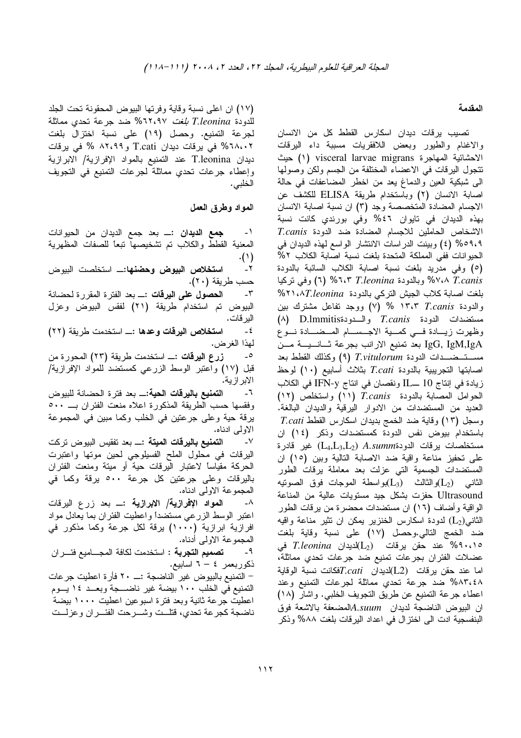## المقدمة

تصيب يرقات ديدان اسكارس القطط كل من الانسان والاغنام والطيور وبعض اللافقريات مسببة داء اليرقات الاحشائية المهاجرة visceral larvae migrans (١) حيث تتجول اليرقات في الاعضاء المختلفة من الجسم ولكن وصولها الى شبكية العين والدماغ يعد من اخطر المضاعفات في حالة اصابة الانسان (٢) وباستخدام طريقة ELISA للكشف عن الاجسام المضادة المتخصصة وجد (٣) ان نسبة اصابة الانسان بهذه الديدان في تايوان ٤٦% وفي بورندي كانت نسبة الاشخاص الحاملين للاجسام المضادة ضد الدودة *T.canis* ٥٩،٩% (٤) وبينت الدراسات الانتشار الواسع لهذه الديدان في الحيوانات ففي المملكة المتحدة بلغت نسبة اصابة الكلاب ٢% (٥) وفي مدريد بلغت نسبة اصابة الكلاب السائبة بالدودة *T.canis* ٧،٨% وبالدودة *T.leonina* ٦،٣% (٦) وفي تركيا بلغت اصابة كلاب الجيش التركي بالدودة *T.leonina* ٢١،٨% والدودة *T.canis* ١٣،٣ % (٧) ووجد تفاعل مشترك بين مستضدات الدودة *T.canis* والدودة D.Immitis (٨) وظهرت زيادة في كمية الاجسام المضادة نوع IgG, IgM,IgA بعد تمنيع الارانب بجرعة ثانية من مستضدات الدودة *T.vitulorum* (٩) وكذلك القطط بعد اصابتها التجريبية بالدودة *T.cati* بثلاث أسابيع (١٠) لوحظ زيادة في إنتاج IL- 10 ونقصان في انتاج IFN-y في الكلاب الحوامل المصابة بالدودة *T.canis* (١١) واستخلص (١٢) العديد من المستضدات من الادوار اليرقية والديدان البالغة. وسجل (١٣) وقاية ضد الخمج بديدان اسكارس القطط *T.cati* باستخدام بيوض نفس الدودة كمستضدات وذكر (١٤) ان مستخلصات يرقات الدودة *A.summ* ($L_4$,$L_3$,$L_2$) غير قادرة على تحفيز مناعة واقية ضد الاصابة التالية وبين (١٥) ان المستضدات الجسمية التي عزلت بعد معاملة يرقات الطور الثاني ($L_2$) والثالث ($L_3$) بواسطة الموجات فوق الصوتيه Ultrasound حفزت بشكل جيد مستويات عالية من المناعة الواقية وأضاف (١٦) ان مستضدات محضرة من يرقات الطور الثاني ($L_2$) لدودة اسكارس الخنزير يمكن ان تثير مناعة واقيه ضد الخمج التالي.وحصل (١٧) على نسبة وقاية بلغت ٩٠،١٥% عند حقن يرقات ($L_2$) لديدان *T.leonina* في عضلات الفئران بجرعات تمنيع ضد جرعات تحدي مماثلة، اما عند حقن يرقات ($L_2$) لديدان *T.cati* فكانت نسبة الوقاية ٨٣،٤٨% ضد جرعة تحدي مماثلة لجرعات التمنيع وعند اعطاء جرعة التمنيع عن طريق التجويف الخلبي. واشار (١٨) ان البيوض الناضجة لديدان *A.suum* المضعفة بالاشعة فوق البنفسجية ادت الى اختزال في اعداد اليرقات بلغت ٨٨% وذكر (١٧) ان اعلى نسبة وقاية وفرتها البيوض المحقونة تحت الجلد للدودة *T.leonina* بلغت ٦٢،٩٧% ضد جرعة تحدي مماثلة لجرعة التمنيع. وحصل (١٩) على نسبة اختزال بلغت ٦٨،٠٢% في يرقات ديدان T.cati و ٨٢،٩٩ % في يرقات ديدان T.leonina عند التمنيع بالمواد الإفرازية/ الابرازية وإعطاء جرعات تحدي مماثلة لجرعات التمنيع في التجويف الخلبي.

## المواد وطرق العمل

١- **جمع الديدان :**ـ بعد جمع الديدان من الحيوانات المعنية القطط والكلاب تم تشخيصها تبعاً للصفات المظهرية (١).

٢- **استخلاص البيوض وحضنها:**ـ استخلصت البيوض حسب طريقة (٢٠).

٣- **الحصول على اليرقات :**ـ بعد الفترة المقررة لحضانة البيوض تم استخدام طريقة (٢١) لفقس البيوض وعزل اليرقات.

٤- **استخلاص اليرقات وعدها :**ـ استخدمت طريقة (٢٢) لهذا الغرض.

٥- **زرع اليرقات :**ـ استخدمت طريقة (٢٣) المحورة من قبل (١٧) واعتبر الوسط الزرعي كمستضد للمواد الإفرازية/ الابرازية.

٦- **التمنيع باليرقات الحية:**ـ بعد فترة الحضانة للبيوض وفقسها حسب الطريقة المذكورة اعلاه منعت الفئران بـ ٥٠٠ يرقة حية وعلى جرعتين في الخلب وكما مبين في المجموعة الاولى ادناه.

٧- **التمنيع باليرقات الميتة :**ـ بعد تفقيس البيوض تركت اليرقات في محلول الملح الفسيلوجي لحين موتها واعتبرت الحركة مقياساً لاعتبار اليرقات حية أو ميتة ومنعت الفئران باليرقات وعلى جرعتين كل جرعة ٥٠٠ يرقة وكما في المجموعة الاولى ادناه.

٨- **المواد الإفرازية/ الابرازية :**ـ بعد زرع اليرقات اعتبر الوسط الزرعي مستضداً واعطيت الفئران بما يعادل مواد افرازية ابرازية (١٠٠٠) يرقة لكل جرعة وكما مذكور في المجموعة الاولى أدناه.

٩- **تصميم التجربة :** استخدمت لكافة المجاميع فئران ذكوربعمر ٤ – ٦ اسابيع.

– التمنيع بالبيوض غير الناضجة :ـ ٢٠ فأرة اعطيت جرعات التمنيع في الخلب ١٠٠ بيضة غير ناضجة وبعد ١٤ يوم اعطيت جرعة ثانية وبعد فترة اسبوعين اعطيت ١٠٠٠ بيضة ناضجة كجرعة تحدي، قتلت وشرحت الفئران وعزلت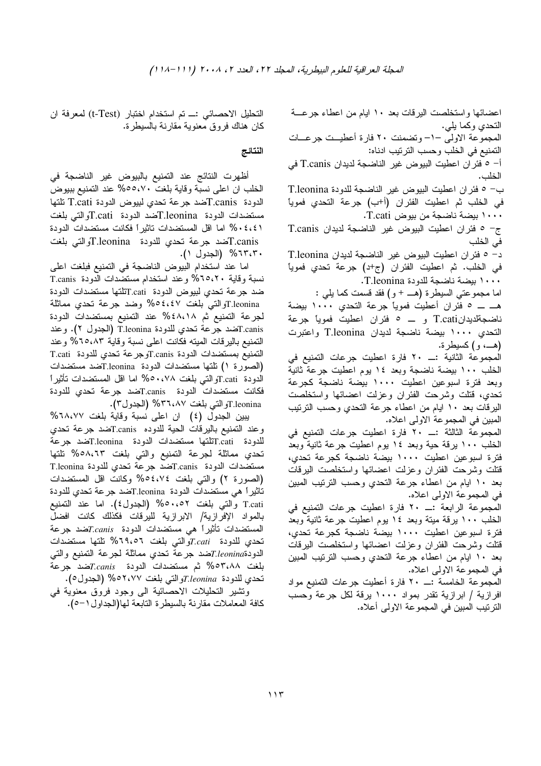اعضائها واستخلصت اليرقات بعد ١٠ ايام من اعطاء جرعة التحدي وكما يلي.

المجموعة الاولى -١- وتضمنت ٢٠ فارة أعطيت جرعات التمنيع في الخلب وحسب الترتيب ادناه:

أ- ٥ فئران اعطيت البيوض غير الناضجة لديدان T.canis في الخلب.

ب- ٥ فئران اعطيت البيوض غير الناضجة للدودة T.leonina في الخلب ثم اعطيت الفئران (أ+ب) جرعة التحدي فموياً ١٠٠٠ بيضة ناضجة من بيوض T.cati.

ج- ٥ فئران اعطيت البيوض غير الناضجة لديدان T.canis في الخلب

د- ٥ فئران اعطيت البيوض غير الناضجة لديدان T.leonina في الخلب. ثم اعطيت الفئران (ج+د) جرعة تحدي فموياً ١٠٠٠ بيضة ناضجة للدودة T.leonina.

اما مجموعتي السيطرة (هـ + و) فقد قسمت كما يلي :

هـ ــ ٥ فئران أعطيت فموياً جرعة التحدي ١٠٠٠ بيضة ناضجةلديدانT.cati و ــ ٥ فئران اعطيت فموياً جرعة التحدي ١٠٠٠ بيضة ناضجة لديدان T.leonina واعتبرت (هـ، و) كسيطرة.

المجموعة الثانية :ــ ٢٠ فارة اعطيت جرعات التمنيع في الخلب ١٠٠ بيضة ناضجة وبعد ١٤ يوم اعطيت جرعة ثانية وبعد فترة اسبوعين اعطيت ١٠٠٠ بيضة ناضجة كجرعة تحدي، قتلت وشرحت الفئران وعزلت اعضائها واستخلصت اليرقات بعد ١٠ ايام من اعطاء جرعة التحدي وحسب الترتيب المبين في المجموعة الاولى اعلاه.

المجموعة الثالثة :ــ ٢٠ فارة اعطيت جرعات التمنيع في الخلب ١٠٠ يرقة حية وبعد ١٤ يوم اعطيت جرعة ثانية وبعد فترة اسبوعين اعطيت ١٠٠٠ بيضة ناضجة كجرعة تحدي، قتلت وشرحت الفئران وعزلت اعضائها واستخلصت اليرقات بعد ١٠ ايام من اعطاء جرعة التحدي وحسب الترتيب المبين في المجموعة الاولى اعلاه.

المجموعة الرابعة :ــ ٢٠ فارة اعطيت جرعات التمنيع في الخلب ١٠٠ يرقة ميتة وبعد ١٤ يوم اعطيت جرعة ثانية وبعد فترة اسبوعين اعطيت ١٠٠٠ بيضة ناضجة كجرعة تحدي، قتلت وشرحت الفئران وعزلت اعضائها واستخلصت اليرقات بعد ١٠ ايام من اعطاء جرعة التحدي وحسب الترتيب المبين في المجموعة الاولى اعلاه.

المجموعة الخامسة :ــ ٢٠ فارة أعطيت جرعات التمنيع مواد افرازية / ابرازية تقدر بمواد ١٠٠٠ يرقة لكل جرعة وحسب الترتيب المبين في المجموعة الاولى أعلاه.

التحليل الاحصائي :ــ تم استخدام اختبار (t-Test) لمعرفة ان كان هناك فروق معنوية مقارنة بالسيطرة.

## النتائج

أظهرت النتائج عند التمنيع بالبيوض غير الناضجة في الخلب ان اعلى نسبة وقاية بلغت ٥٥،٧٠% عند التمنيع ببيوض الدودة T.canisضد جرعة تحدي لبيوض الدودة T.cati تلتها مستضدات الدودة T.leoninaضد الدودة T.catiوالتي بلغت ٤١،٠٤% اما اقل المستضدات تاثيراً فكانت مستضدات الدودة T.canisضد جرعة تحدي للدودة T.leoninaوالتي بلغت ٦٣،٣٠% (الجدول ١).

اما عند استخدام البيوض الناضجة في التمنيع فبلغت اعلى نسبة وقاية ٦٥،٢٠% وعند استخدام مستضدات الدودة T.canis ضد جرعة تحدي لبيوض الدودة T.catiتلتها مستضدات الدودة T.leoninaوالتي بلغت ٥٤،٤٧% وضد جرعة تحدي مماثلة لجرعة التمنيع ثم ٤٨،١٨% عند التمنيع بمستضدات الدودة T.canisضد جرعة تحدي للدودة T.leonina (الجدول ٢). وعند التمنيع باليرقات الميته فكانت اعلى نسبة وقاية ٦٥،٨٣% وعند التمنيع بمستضدات الدودة T.canisوجرعة تحدي للدودة T.cati (الصورة ١) تلتها مستضدات الدودة T.leoninaضد مستضدات الدودة T.catiوالتي بلغت ٥٠،٧٨% اما اقل المستضدات تأثيراً فكانت مستضدات الدودة T.canisضد جرعة تحدي للدودة T.leoninaوالتي بلغت ٣٦،٨٧% (الجدول٣).

يبين الجدول (٤) ان اعلى نسبة وقاية بلغت ٦٨،٧٧% وعند التمنيع باليرقات الحية للدوده T.canisضد جرعة تحدي للدودة T.catiتلتها مستضدات الدودة T.leoninaضد جرعة تحدي مماثلة لجرعة التمنيع والتي بلغت ٥٨،٦٣% تلتها مستضدات الدودة T.canisضد جرعة تحدي للدودة T.leonina (الصورة ٢) والتي بلغت ٥٤،٧٤% وكانت اقل المستضدات تأثيراً هي مستضدات الدودة T.leoninaضد جرعة تحدي للدودة T.cati والتي بلغت ٥٠،٥٢% (الجدول٤). اما عند التمنيع بالمواد الإفرازية/ الابرازية لليرقات فكذلك كانت افضل المستضدات تأثيراً هي مستضدات الدودة *T.canis*ضد جرعة تحدي للدودة *T.cati*والتي بلغت ٦٩،٥٦% تلتها مستضدات الدودة*T.leonina*ضد جرعة تحدي مماثلة لجرعة التمنيع والتي بلغت ٥٣،٨٨% ثم من مستضدات الدودة *T.canis*ضد جرعة تحدي للدودة *T.leonina*والتي بلغت ٥٢،٧٧% (الجدول٥).

وتشير التحليلات الاحصائية الى وجود فروق معنوية في كافة المعاملات مقارنة بالسيطرة التابعة لها(الجداول١-٥).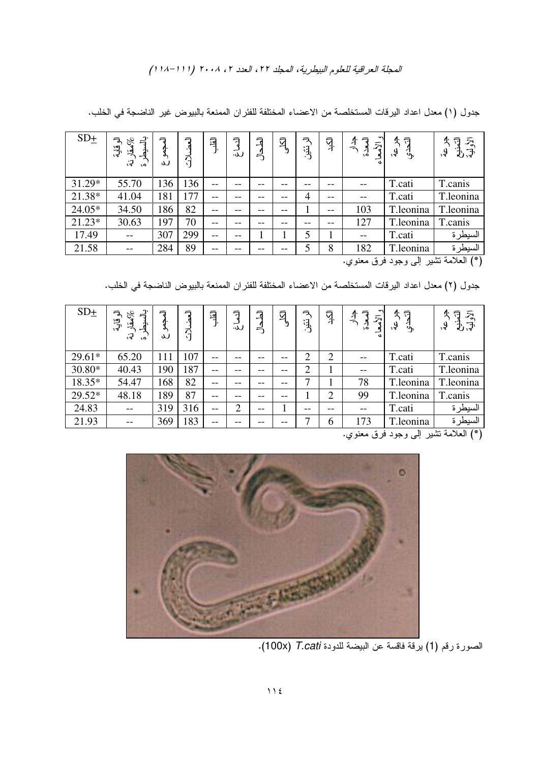جدول (١) معدل اعداد اليرقات المستخلصة من الاعضاء المختلفة للفئران الممنعة بالبيوض غير الناضجة في الخلب.

| SD± | الوقاية %مقارنة بالسيطرة | المجموع | العضلات | القلب | الدماغ | الطحال | الكلى | الرئتين | الكبد | جدار المعدة والأمعاء | جرعة التحدي | جرعة التمنيع الأولية |
|---|---|---|---|---|---|---|---|---|---|---|---|---|
| 31.29* | 55.70 | 136 | 136 | -- | -- | -- | -- | -- | -- | -- | T.cati | T.canis |
| 21.38* | 41.04 | 181 | 177 | -- | -- | -- | -- | 4 | -- | -- | T.cati | T.leonina |
| 24.05* | 34.50 | 186 | 82 | -- | -- | -- | -- | 1 | -- | 103 | T.leonina | T.leonina |
| 21.23* | 30.63 | 197 | 70 | -- | -- | -- | -- | -- | -- | 127 | T.leonina | T.canis |
| 17.49 | -- | 307 | 299 | -- | -- | 1 | 1 | 5 | 1 | -- | T.cati | السيطرة |
| 21.58 | -- | 284 | 89 | -- | -- | -- | -- | 5 | 8 | 182 | T.leonina | السيطرة |

(*) العلامة تشير إلى وجود فرق معنوي.

جدول (٢) معدل اعداد اليرقات المستخلصة من الاعضاء المختلفة للفئران الممنعة بالبيوض الناضجة في الخلب.

| SD± | الوقاية %مقارنة بالسيطرة | المجموع | العضلات | القلب | الدماغ | الطحال | الكلى | الرئتين | الكبد | جدار المعدة والأمعاء | جرعة التحدي | جرعة التمنيع الأولية |
|---|---|---|---|---|---|---|---|---|---|---|---|---|
| 29.61* | 65.20 | 111 | 107 | -- | -- | -- | -- | 2 | 2 | -- | T.cati | T.canis |
| 30.80* | 40.43 | 190 | 187 | -- | -- | -- | -- | 2 | 1 | -- | T.cati | T.leonina |
| 18.35* | 54.47 | 168 | 82 | -- | -- | -- | -- | 7 | 1 | 78 | T.leonina | T.leonina |
| 29.52* | 48.18 | 189 | 87 | -- | -- | -- | -- | 1 | 2 | 99 | T.leonina | T.canis |
| 24.83 | -- | 319 | 316 | -- | 2 | -- | 1 | -- | -- | -- | T.cati | السيطرة |
| 21.93 | -- | 369 | 183 | -- | -- | -- | -- | 7 | 6 | 173 | T.leonina | السيطرة |

(*) العلامة تشير إلى وجود فرق معنوي.

الصورة رقم (1) يرقة فاقسة عن البيضة للدودة *T.cati* (100x).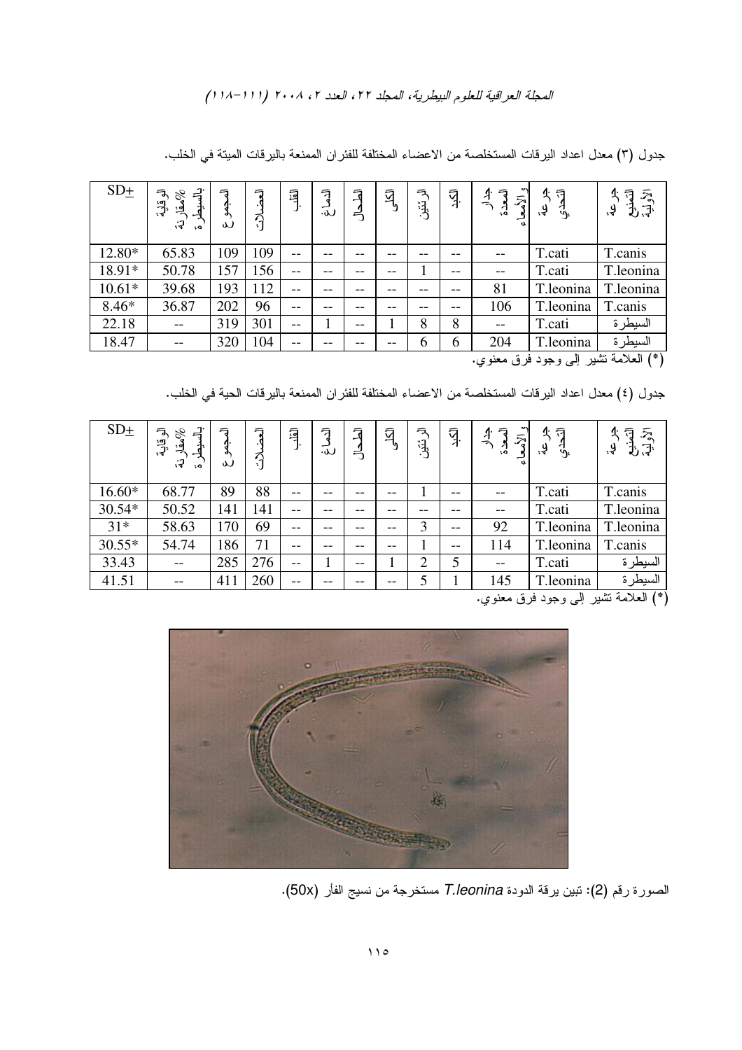جدول (٣) معدل اعداد اليرقات المستخلصة من الاعضاء المختلفة للفئران الممنعة باليرقات الميتة في الخلب.

| جرعة التمنيع الأولية | جرعة التحدي | جدار المعدة والأمعاء | الكبد | الرئتين | الكلى | الطحال | الدماغ | القلب | العضلات | المجموع | الوقاية% مقارنة بالسيطرة | SD± |
|---|---|---|---|---|---|---|---|---|---|---|---|---|
| T.canis | T.cati | -- | -- | -- | -- | -- | -- | -- | 109 | 109 | 65.83 | 12.80* |
| T.leonina | T.cati | -- | -- | 1 | -- | -- | -- | -- | 156 | 157 | 50.78 | 18.91* |
| T.leonina | T.leonina | 81 | -- | -- | -- | -- | -- | -- | 112 | 193 | 39.68 | 10.61* |
| T.canis | T.leonina | 106 | -- | -- | -- | -- | -- | -- | 96 | 202 | 36.87 | 8.46* |
| السيطرة | T.cati | -- | 8 | 8 | 1 | -- | 1 | -- | 301 | 319 | -- | 22.18 |
| السيطرة | T.leonina | 204 | 6 | 6 | -- | -- | -- | -- | 104 | 320 | -- | 18.47 |

(*) العلامة تشير إلى وجود فرق معنوي.

جدول (٤) معدل اعداد اليرقات المستخلصة من الاعضاء المختلفة للفئران الممنعة باليرقات الحية في الخلب.

| جرعة التمنيع الأولية | جرعة التحدي | جدار المعدة والأمعاء | الكبد | الرئتين | الكلى | الطحال | الدماغ | القلب | العضلات | المجموع | الوقاية% مقارنة بالسيطرة | SD± |
|---|---|---|---|---|---|---|---|---|---|---|---|---|
| T.canis | T.cati | -- | -- | 1 | -- | -- | -- | -- | 88 | 89 | 68.77 | 16.60* |
| T.leonina | T.cati | -- | -- | -- | -- | -- | -- | -- | 141 | 141 | 50.52 | 30.54* |
| T.leonina | T.leonina | 92 | -- | 3 | -- | -- | -- | -- | 69 | 170 | 58.63 | 31* |
| T.canis | T.leonina | 114 | -- | 1 | -- | -- | -- | -- | 71 | 186 | 54.74 | 30.55* |
| السيطرة | T.cati | -- | 5 | 2 | 1 | -- | 1 | -- | 276 | 285 | -- | 33.43 |
| السيطرة | T.leonina | 145 | 1 | 5 | -- | -- | -- | -- | 260 | 411 | -- | 41.51 |

(*) العلامة تشير إلى وجود فرق معنوي.

الصورة رقم (2): تبين يرقة الدودة *T.leonina* مستخرجة من نسيج الفأر (50x).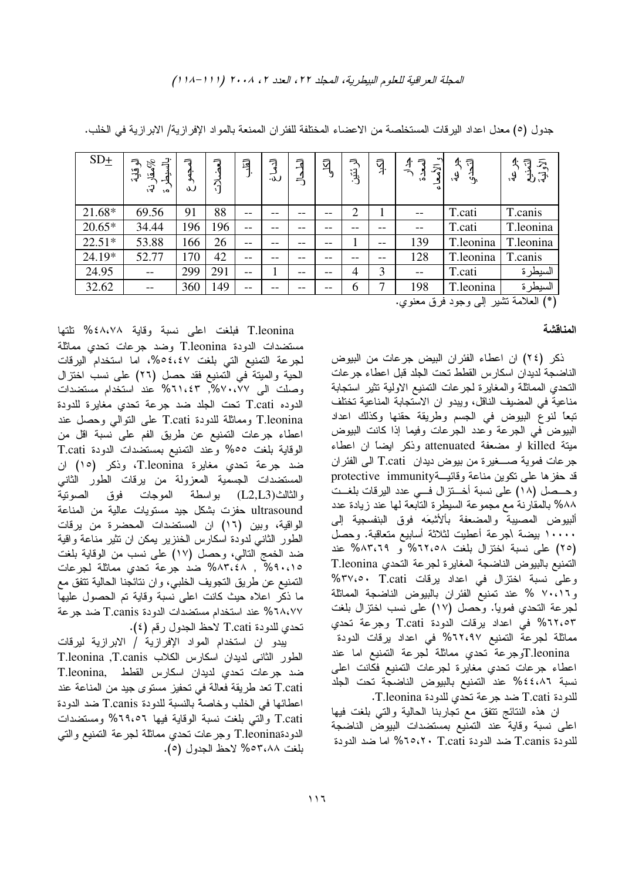جدول (٥) معدل اعداد اليرقات المستخلصة من الاعضاء المختلفة للفئران الممنعة بالمواد الإفرازية/ الابرازية في الخلب.

| جرعة التمنيع الأولية | جرعة التحدي | جدار المعدة والأمعاء | الكبد | الرئتين | الكلى | الطحال | الدماغ | القلب | العضلات | المجموع | الوقاية %مقارنة بالسيطرة | SD± |
|---|---|---|---|---|---|---|---|---|---|---|---|---|
| T.canis | T.cati | -- | 1 | 2 | -- | -- | -- | -- | 88 | 91 | 69.56 | 21.68* |
| T.leonina | T.cati | -- | -- | -- | -- | -- | -- | -- | 196 | 196 | 34.44 | 20.65* |
| T.leonina | T.leonina | 139 | -- | 1 | -- | -- | -- | -- | 26 | 166 | 53.88 | 22.51* |
| T.canis | T.leonina | 128 | -- | -- | -- | -- | -- | -- | 42 | 170 | 52.77 | 24.19* |
| السيطرة | T.cati | -- | 3 | 4 | -- | -- | 1 | -- | 291 | 299 | -- | 24.95 |
| السيطرة | T.leonina | 198 | 7 | 6 | -- | -- | -- | -- | 149 | 360 | -- | 32.62 |

(*) العلامة تشير إلى وجود فرق معنوي.

### المناقشة

ذكر (٢٤) ان اعطاء الفئران البيض جرعات من البيوض الناضجة لديدان اسكارس القطط تحت الجلد قبل اعطاء جرعات التحدي المماثلة والمغايرة لجرعات التمنيع الاولية تثير استجابة مناعية في المضيف الناقل، ويبدو ان الاستجابة المناعية تختلف تبعاً لنوع البيوض في الجسم وطريقة حقنها وكذلك اعداد البيوض في الجرعة وعدد الجرعات وفيما إذا كانت البيوض ميتة killed او مضعفة attenuated وذكر ايضاً ان اعطاء جرعات فموية صـــغيرة من بيوض ديدان T.cati الى الفئران قد حفزها على تكوين مناعة وقائيـــةprotective immunity وحـــصل (١٨) على نسبة أخـــتزال فـــي عدد اليرقات بلغـــت ٨٨% بالمقارنة مع مجموعة السيطرة التابعة لها عند زيادة عدد ألبيوض المصيبة والمضعفة بألأشعَه فوق البنفسجية إلى ١٠٠٠٠ بيضة اجرعة أعطيت لثلاثة أسابيع متعاقبة. وحصل (٢٥) على نسبة اختزال بلغت ٦٢،٥٨% و ٨٣،٦٩% عند التمنيع بالبيوض الناضجة المغايرة لجرعة التحدي T.leonina وعلى نسبة اختزال في اعداد يرقات T.cati ٣٧،٥٠% و٧٠،١٦ % عند تمنيع الفئران بالبيوض الناضجة المماثلة لجرعة التحدي فموياً. وحصل (١٧) على نسب اختزال بلغت ٦٢،٥٣% في اعداد يرقات الدودة T.cati وجرعة تحدي مماثلة لجرعة التمنيع ٦٢،٩٧% في اعداد يرقات الدودة T.leoninaوجرعة تحدي مماثلة لجرعة التمنيع اما عند اعطاء جرعات تحدي مغايرة لجرعات التمنيع فكانت اعلى نسبة ٤٤،٨٦% عند التمنيع بالبيوض الناضجة تحت الجلد للدودة T.cati ضد جرعة تحدي للدودة T.leonina.

ان هذه النتائج تتفق مع تجاربنا الحالية والتي بلغت فيها اعلى نسبة وقاية عند التمنيع بمستضدات البيوض الناضجة للدودة T.canis ضد الدودة T.cati ٦٥،٢٠% اما ضد الدودة T.leonina فبلغت اعلى نسبة وقاية ٤٨،٧٨% تلتها مستضدات الدودة T.leonina وضد جرعات تحدي مماثلة لجرعة التمنيع التي بلغت ٥٤،٤٧%، اما استخدام اليرقات الحية والميتة في التمنيع فقد حصل (٢٦) على نسب اختزال وصلت الى ٧٠،٧٧%, ٦١،٤٣% عند استخدام مستضدات الدوده T.cati تحت الجلد ضد جرعة تحدي مغايرة للدودة T.leonina ومماثلة للدودة T.cati على التوالي وحصل عند اعطاء جرعات التمنيع عن طريق الفم على نسبة اقل من الوقاية بلغت ٥٥% وعند التمنيع بمستضدات الدودة T.cati ضد جرعة تحدي مغايرة T.leonina، وذكر (١٥) ان المستضدات الجسمية المعزولة من يرقات الطور الثاني والثالث(L2,L3) بواسطة الموجات فوق الصوتية ultrasound حفزت بشكل جيد مستويات عالية من المناعة الواقية، وبين (١٦) ان المستضدات المحضرة من يرقات الطور الثاني لدودة اسكارس الخنزير يمكن ان تثير مناعة واقية ضد الخمج التالي، وحصل (١٧) على نسب من الوقاية بلغت ٩٠،١٥% , ٨٣،٤٨% ضد جرعة تحدي مماثلة لجرعات التمنيع عن طريق التجويف الخلبي، وان نتائجنا الحالية تتفق مع ما ذكر اعلاه حيث كانت اعلى نسبة وقاية تم الحصول عليها ٦٨،٧٧% عند استخدام مستضدات الدودة T.canis ضد جرعة تحدي للدودة T.cati لاحظ الجدول رقم (٤).

يبدو ان استخدام المواد الإفرازية / الابرازية ليرقات الطور الثاني لديدان اسكارس الكلاب T.leonina ,T.canis ضد جرعات تحدي لديدان اسكارس القطط ,T.leonina T.cati تعد طريقة فعالة في تحفيز مستوى جيد من المناعة عند اعطائها في الخلب وخاصة بالنسبة للدودة T.canis ضد الدودة T.cati والتي بلغت نسبة الوقاية فيها ٦٩،٥٦% ومستضدات الدودةT.leonina وجرعات تحدي مماثلة لجرعة التمنيع والتي بلغت ٥٣،٨٨% لاحظ الجدول (٥).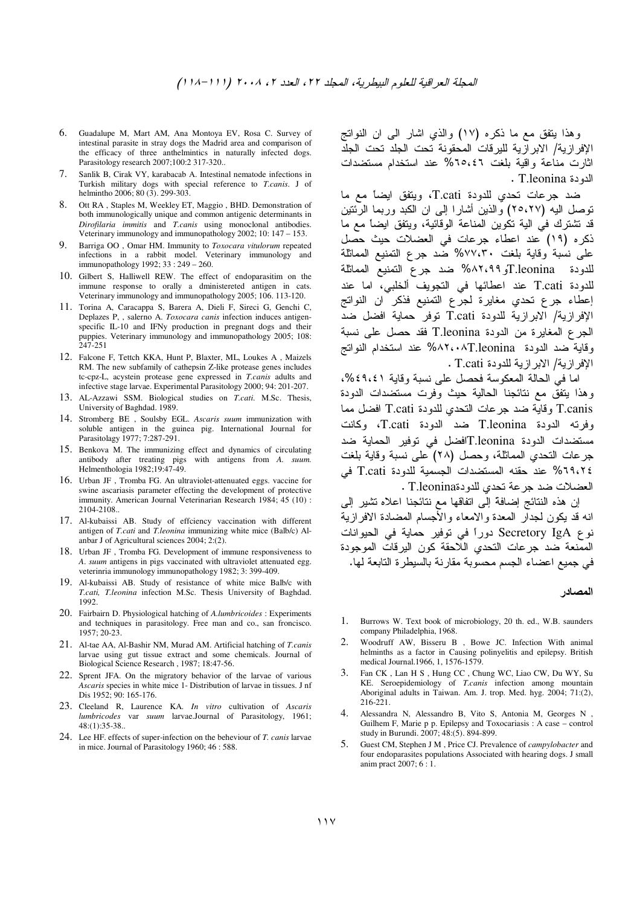وهذا يتفق مع ما ذكره (١٧) والذي اشار الى ان النواتج الإفرازية/ الابرازية لليرقات المحقونة تحت الجلد تحت الجلد اثارت مناعة واقية بلغت ٦٥،٤٦% عند استخدام مستضدات الدودة T.leonina .

ضد جرعات تحدي للدودة T.cati، ويتفق ايضاً مع ما توصل اليه (٢٥،٢٧) والذين أشارا إلى ان الكبد وربما الرئتين قد تشترك في الية تكوين المناعة الوقائية، ويتفق ايضاً مع ما ذكره (١٩) عند اعطاء جرعات في العضلات حيث حصل على نسبة وقاية بلغت ٧٧،٣٠% ضد جرع التمنيع المماثلة للدودة T.leonina و٨٢،٩٩% ضد جرع التمنيع المماثلة للدودة T.cati عند اعطائها في التجويف ألخلبي، اما عند إعطاء جرع تحدي مغايرة لجرع التمنيع فذكر ان النواتج الإفرازية/ الابرازية للدودة T.cati توفر حماية افضل ضد الجرع المغايرة من الدودة T.leonina فقد حصل على نسبة وقاية ضد الدودة T.leonina ٨٢،٠٨% عند استخدام النواتج الإفرازية/ الابرازية للدودة T.cati .

اما في الحالة المعكوسة فحصل على نسبة وقاية ٤٩،٤١%، وهذا يتفق مع نتائجنا الحالية حيث وفرت مستضدات الدودة T.canis وقاية ضد جرعات التحدي للدودة T.cati افضل مما وفرته الدودة T.leonina ضد الدودة T.cati، وكانت مستضدات الدودة T.leonina افضل في توفير الحماية ضد جرعات التحدي المماثلة، وحصل (٢٨) على نسبة وقاية بلغت ٦٩،٢٤% عند حقنه المستضدات الجسمية للدودة T.cati في العضلات ضد جرعة تحدي للدودة T.leonina .

إن هذه النتائج إضافة إلى اتفاقها مع نتائجنا اعلاه تشير إلى انه قد يكون لجدار المعدة والامعاء والأجسام المضادة الافرازية نوع Secretory IgA دوراً في توفير حماية في الحيوانات الممنعة ضد جرعات التحدي اللاحقة كون اليرقات الموجودة في جميع اعضاء الجسم محسوبة مقارنة بالسيطرة التابعة لها.

## المصادر

1. Burrows W. Text book of microbiology, 20 th. ed., W.B. saunders company Philadelphia, 1968.
2. Woodruff AW, Bisseru B , Bowe JC. Infection With animal helminths as a factor in Causing polinyelitis and epilepsy. British medical Journal.1966, 1, 1576-1579.
3. Fan CK , Lan H S , Hung CC , Chung WC, Liao CW, Du WY, Su KE. Seroepidemiology of *T.canis* infection among mountain Aboriginal adults in Taiwan. Am. J. trop. Med. hyg. 2004; 71:(2), 216-221.
4. Alessandra N, Alessandro B, Vito S, Antonia M, Georges N , Guilhem F, Marie p p. Epilepsy and Toxocariasis : A case – control study in Burundi. 2007; 48:(5). 894-899.
5. Guest CM, Stephen J M , Price CJ. Prevalence of *campylobacter* and four endoparasites populations Associated with hearing dogs. J small anim pract 2007; 6 : 1.
6. Guadalupe M, Mart AM, Ana Montoya EV, Rosa C. Survey of intestinal parasite in stray dogs the Madrid area and comparison of the efficacy of three anthelmintics in naturally infected dogs. Parasitology research 2007;100:2 317-320..
7. Sanlik B, Cirak VY, karabacab A. Intestinal nematode infections in Turkish military dogs with special reference to *T.canis*. J of helmintho 2006; 80 (3). 299-303.
8. Ott RA , Staples M, Weekley ET, Maggio , BHD. Demonstration of both immunologically unique and common antigenic determinants in *Dirofilaria immitis* and *T.canis* using monoclonal antibodies. Veterinary immunology and immunopathology 2002; 10: 147 – 153.
9. Barriga OO , Omar HM. Immunity to *Toxocara vitulorum* repeated infections in a rabbit model. Veterinary immunology and immunopathology 1992; 33 : 249 – 260.
10. Gilbert S, Halliwell REW. The effect of endoparasitim on the immune response to orally a dministered antigen in cats. Veterinary immunology and immunopathology 2005; 106. 113-120.
11. Torina A, Caracappa S, Barera A, Dieli F, Sireci G, Genchi C, Deplazes P, , salerno A. *Toxocara canis* infection induces antigen-specific IL-10 and IFNy production in pregnant dogs and their puppies. Veterinary immunology and immunopathology 2005; 108: 247-251
12. Falcone F, Tettch KKA, Hunt P, Blaxter, ML, Loukes A , Maizels RM. The new subfamily of cathepsin Z-like protease genes includes tc-cpz-L, acystein protease gene expressed in *T.canis* adults and infective stage larvae. Experimental Parasitology 2000; 94: 201-207.
13. AL-Azzawi SSM. Biological studies on *T.cati*. M.Sc. Thesis, University of Baghdad. 1989.
14. Stromberg BE , Soulsby EGL. *Ascaris suum* immunization with soluble antigen in the guinea pig. International Journal for Parasitolagy 1977; 7:287-291.
15. Benkova M. The immunizing effect and dynamics of circulating antibody after treating pigs with antigens from *A. suum.* Helmenthologia 1982;19:47-49.
16. Urban JF , Tromba FG. An ultraviolet-attenuated eggs. vaccine for swine ascariasis parameter effecting the development of protective immunity. American Journal Veterinarian Research 1984; 45 (10) : 2104-2108..
17. Al-kubaissi AB. Study of effciency vaccination with different antigen of *T.cati* and *T.leonina* immunizing white mice (Balb/c) Al-anbar J of Agricultural sciences 2004; 2:(2).
18. Urban JF , Tromba FG. Development of immune responsiveness to *A. suum* antigens in pigs vaccinated with ultraviolet attenuated egg. veterinria immunology immunopathology 1982; 3: 399-409.
19. Al-kubaissi AB. Study of resistance of white mice Balb/c with *T.cati, T.leonina* infection M.Sc. Thesis University of Baghdad. 1992.
20. Fairbairn D. Physiological hatching of *A.lumbricoides* : Experiments and techniques in parasitology. Free man and co., san froncisco. 1957; 20-23.
21. Al-tae AA, Al-Bashir NM, Murad AM. Artificial hatching of *T.canis* larvae using gut tissue extract and some chemicals. Journal of Biological Science Research , 1987; 18:47-56.
22. Sprent JFA. On the migratory behavior of the larvae of various *Ascaris* species in white mice 1- Distribution of larvae in tissues. J nf Dis 1952; 90: 165-176.
23. Cleeland R, Laurence KA. *In vitro* cultivation of *Ascaris lumbricodes* var *suum* larvae.Journal of Parasitology, 1961; 48:(1):35-38..
24. Lee HF. effects of super-infection on the beheviour of *T. canis* larvae in mice. Journal of Parasitology 1960; 46 : 588.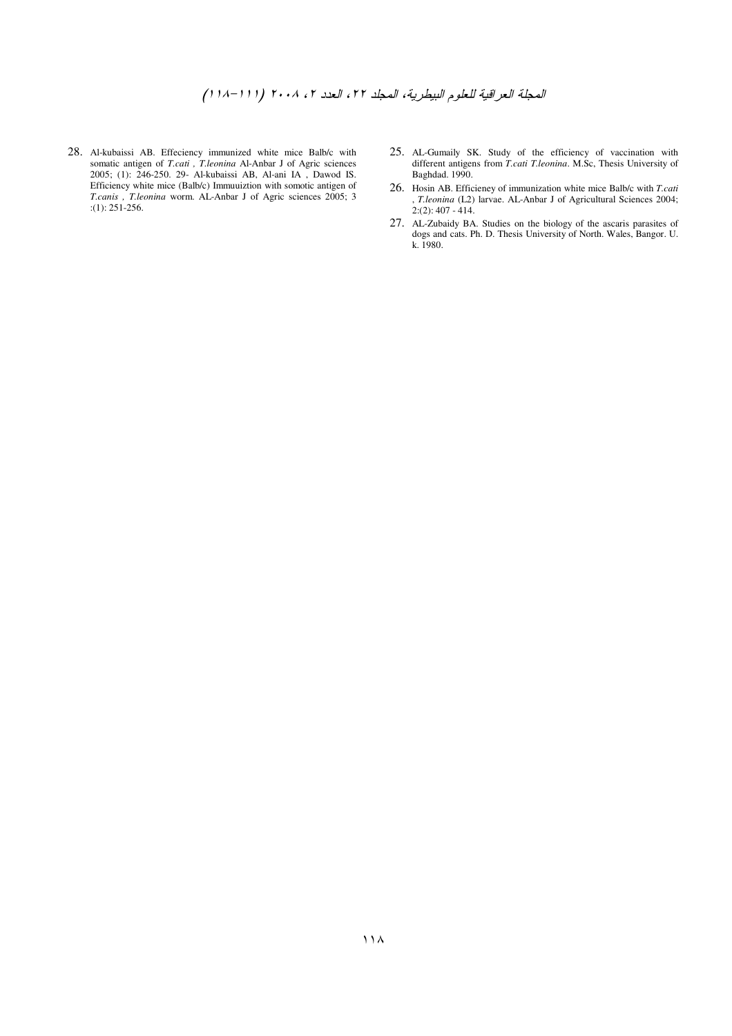28. Al-kubaissi AB. Effeciency immunized white mice Balb/c with somatic antigen of *T.cati* , *T.leonina* Al-Anbar J of Agric sciences 2005; (1): 246-250. 29- Al-kubaissi AB, Al-ani IA , Dawod IS. Efficiency white mice (Balb/c) Immuuiztion with somotic antigen of *T.canis* , *T.leonina* worm. AL-Anbar J of Agric sciences 2005; 3 :(1): 251-256.

25. AL-Gumaily SK. Study of the efficiency of vaccination with different antigens from *T.cati T.leonina*. M.Sc, Thesis University of Baghdad. 1990.

26. Hosin AB. Efficieney of immunization white mice Balb/c with *T.cati* , *T.leonina* (L2) larvae. AL-Anbar J of Agricultural Sciences 2004; 2:(2): 407 - 414.

27. AL-Zubaidy BA. Studies on the biology of the ascaris parasites of dogs and cats. Ph. D. Thesis University of North. Wales, Bangor. U. k. 1980.